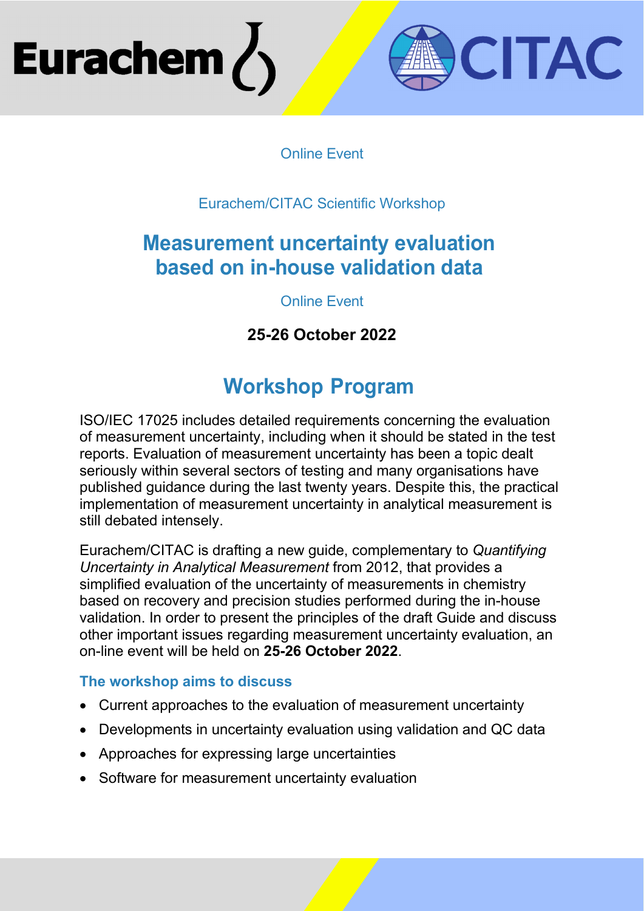Eurachem CITAC

Online Event

Eurachem/CITAC Scientific Workshop

# Measurement uncertainty evaluation based on in-house validation data

Online Event

**25-26 October 2022**

## Workshop Program

ISO/IEC 17025 includes detailed requirements concerning the evaluation of measurement uncertainty, including when it should be stated in the test reports. Evaluation of measurement uncertainty has been a topic dealt seriously within several sectors of testing and many organisations have published guidance during the last twenty years. Despite this, the practical implementation of measurement uncertainty in analytical measurement is still debated intensely.

Eurachem/CITAC is drafting a new guide, complementary to *Quantifying Uncertainty in Analytical Measurement* from 2012, that provides a simplified evaluation of the uncertainty of measurements in chemistry based on recovery and precision studies performed during the in-house validation. In order to present the principles of the draft Guide and discuss other important issues regarding measurement uncertainty evaluation, an on-line event will be held on **25-26 October 2022**.

### The workshop aims to discuss

- Current approaches to the evaluation of measurement uncertainty
- Developments in uncertainty evaluation using validation and QC data
- Approaches for expressing large uncertainties
- Software for measurement uncertainty evaluation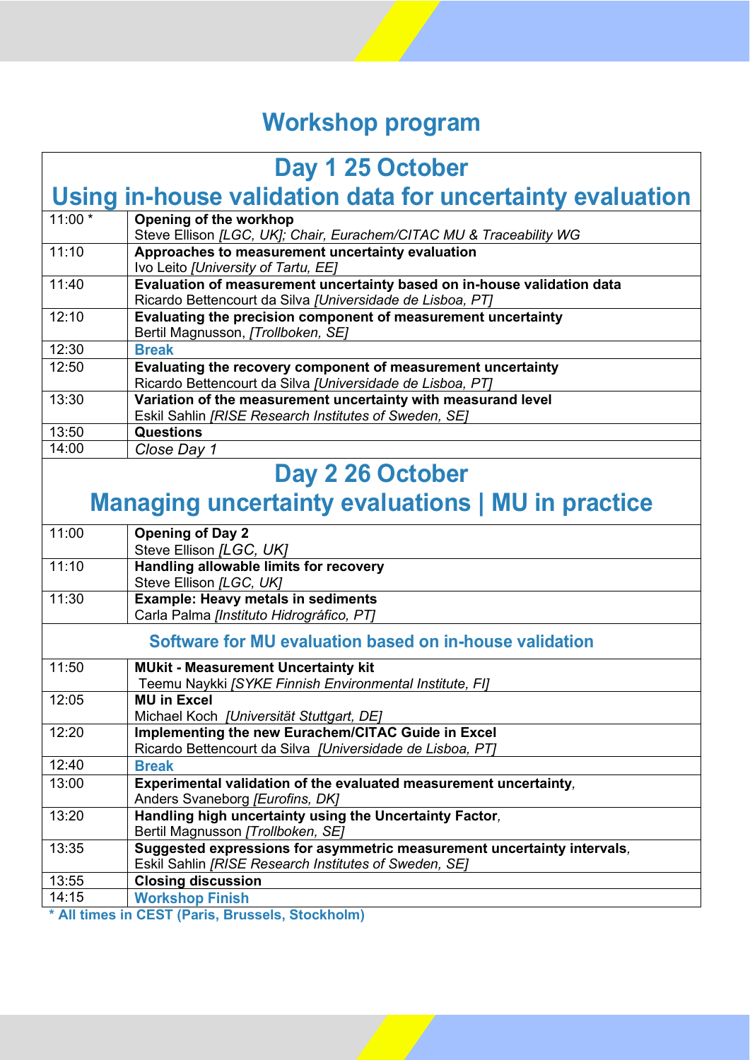# Workshop program

## Day 1 25 October
## Using in-house validation data for uncertainty evaluation

| Time | Session |
|---|---|
| 11:00 * | **Opening of the workhop**<br>Steve Ellison *[LGC, UK]; Chair, Eurachem/CITAC MU & Traceability WG* |
| 11:10 | **Approaches to measurement uncertainty evaluation**<br>Ivo Leito *[University of Tartu, EE]* |
| 11:40 | **Evaluation of measurement uncertainty based on in-house validation data**<br>Ricardo Bettencourt da Silva *[Universidade de Lisboa, PT]* |
| 12:10 | **Evaluating the precision component of measurement uncertainty**<br>Bertil Magnusson, *[Trollboken, SE]* |
| 12:30 | **Break** |
| 12:50 | **Evaluating the recovery component of measurement uncertainty**<br>Ricardo Bettencourt da Silva *[Universidade de Lisboa, PT]* |
| 13:30 | **Variation of the measurement uncertainty with measurand level**<br>Eskil Sahlin *[RISE Research Institutes of Sweden, SE]* |
| 13:50 | **Questions** |
| 14:00 | *Close Day 1* |

## Day 2 26 October
## Managing uncertainty evaluations | MU in practice

| Time | Session |
|---|---|
| 11:00 | **Opening of Day 2**<br>Steve Ellison *[LGC, UK]* |
| 11:10 | **Handling allowable limits for recovery**<br>Steve Ellison *[LGC, UK]* |
| 11:30 | **Example: Heavy metals in sediments**<br>Carla Palma *[Instituto Hidrográfico, PT]* |
| | **Software for MU evaluation based on in-house validation** |
| 11:50 | **MUkit - Measurement Uncertainty kit**<br>Teemu Naykki *[SYKE Finnish Environmental Institute, FI]* |
| 12:05 | **MU in Excel**<br>Michael Koch *[Universität Stuttgart, DE]* |
| 12:20 | **Implementing the new Eurachem/CITAC Guide in Excel**<br>Ricardo Bettencourt da Silva *[Universidade de Lisboa, PT]* |
| 12:40 | **Break** |
| 13:00 | **Experimental validation of the evaluated measurement uncertainty**,<br>Anders Svaneborg *[Eurofins, DK]* |
| 13:20 | **Handling high uncertainty using the Uncertainty Factor**,<br>Bertil Magnusson *[Trollboken, SE]* |
| 13:35 | **Suggested expressions for asymmetric measurement uncertainty intervals**,<br>Eskil Sahlin *[RISE Research Institutes of Sweden, SE]* |
| 13:55 | **Closing discussion** |
| 14:15 | **Workshop Finish** |

**\* All times in CEST (Paris, Brussels, Stockholm)**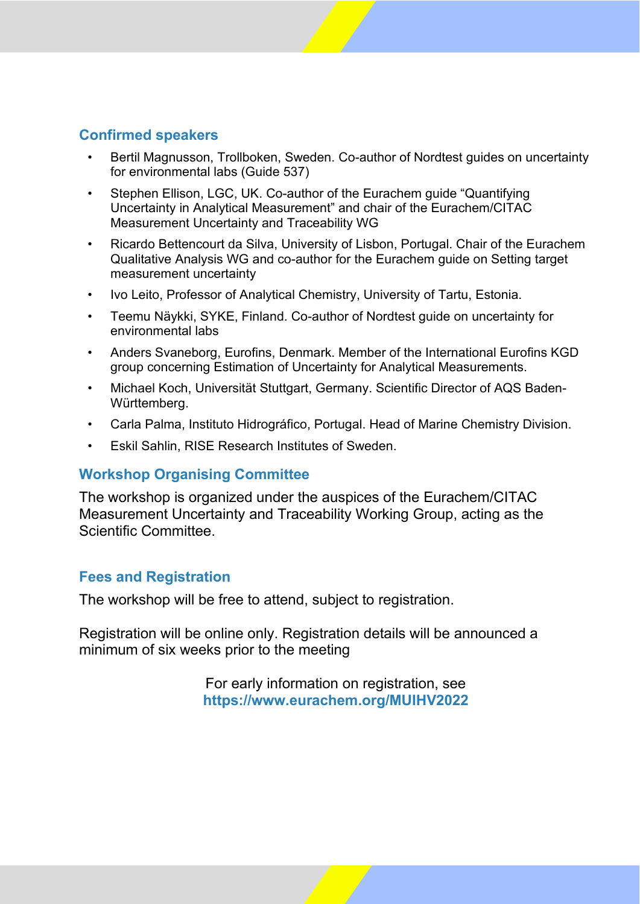## Confirmed speakers

- Bertil Magnusson, Trollboken, Sweden. Co-author of Nordtest guides on uncertainty for environmental labs (Guide 537)
- Stephen Ellison, LGC, UK. Co-author of the Eurachem guide "Quantifying Uncertainty in Analytical Measurement" and chair of the Eurachem/CITAC Measurement Uncertainty and Traceability WG
- Ricardo Bettencourt da Silva, University of Lisbon, Portugal. Chair of the Eurachem Qualitative Analysis WG and co-author for the Eurachem guide on Setting target measurement uncertainty
- Ivo Leito, Professor of Analytical Chemistry, University of Tartu, Estonia.
- Teemu Näykki, SYKE, Finland. Co-author of Nordtest guide on uncertainty for environmental labs
- Anders Svaneborg, Eurofins, Denmark. Member of the International Eurofins KGD group concerning Estimation of Uncertainty for Analytical Measurements.
- Michael Koch, Universität Stuttgart, Germany. Scientific Director of AQS Baden-Württemberg.
- Carla Palma, Instituto Hidrográfico, Portugal. Head of Marine Chemistry Division.
- Eskil Sahlin, RISE Research Institutes of Sweden.

## Workshop Organising Committee

The workshop is organized under the auspices of the Eurachem/CITAC Measurement Uncertainty and Traceability Working Group, acting as the Scientific Committee.

## Fees and Registration

The workshop will be free to attend, subject to registration.

Registration will be online only. Registration details will be announced a minimum of six weeks prior to the meeting

For early information on registration, see **https://www.eurachem.org/MUIHV2022**